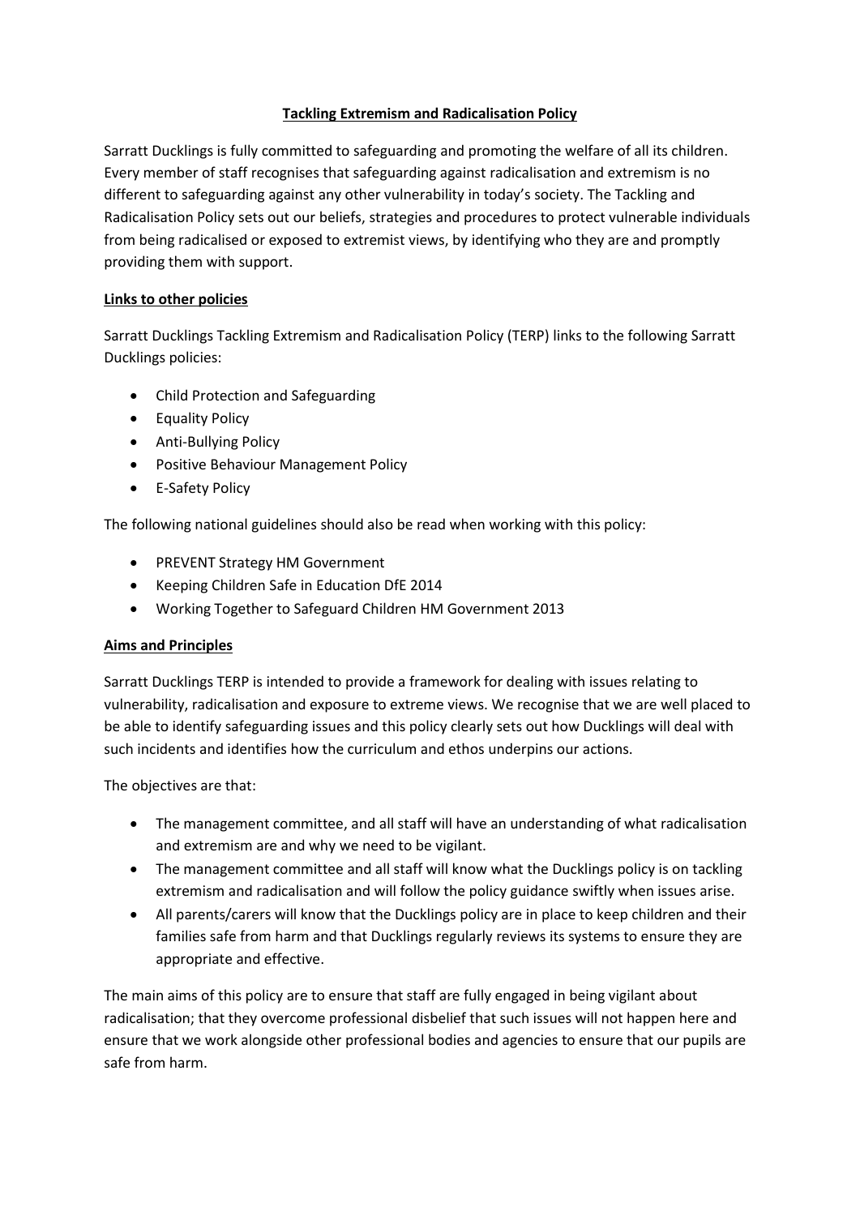# Tackling Extremism and Radicalisation Policy

Sarratt Ducklings is fully committed to safeguarding and promoting the welfare of all its children. Every member of staff recognises that safeguarding against radicalisation and extremism is no different to safeguarding against any other vulnerability in today's society. The Tackling and Radicalisation Policy sets out our beliefs, strategies and procedures to protect vulnerable individuals from being radicalised or exposed to extremist views, by identifying who they are and promptly providing them with support.

## Links to other policies

Sarratt Ducklings Tackling Extremism and Radicalisation Policy (TERP) links to the following Sarratt Ducklings policies:

- Child Protection and Safeguarding
- Equality Policy
- Anti-Bullying Policy
- Positive Behaviour Management Policy
- E-Safety Policy

The following national guidelines should also be read when working with this policy:

- PREVENT Strategy HM Government
- Keeping Children Safe in Education DfE 2014
- Working Together to Safeguard Children HM Government 2013

## Aims and Principles

Sarratt Ducklings TERP is intended to provide a framework for dealing with issues relating to vulnerability, radicalisation and exposure to extreme views. We recognise that we are well placed to be able to identify safeguarding issues and this policy clearly sets out how Ducklings will deal with such incidents and identifies how the curriculum and ethos underpins our actions.

The objectives are that:

- The management committee, and all staff will have an understanding of what radicalisation and extremism are and why we need to be vigilant.
- The management committee and all staff will know what the Ducklings policy is on tackling extremism and radicalisation and will follow the policy guidance swiftly when issues arise.
- All parents/carers will know that the Ducklings policy are in place to keep children and their families safe from harm and that Ducklings regularly reviews its systems to ensure they are appropriate and effective.

The main aims of this policy are to ensure that staff are fully engaged in being vigilant about radicalisation; that they overcome professional disbelief that such issues will not happen here and ensure that we work alongside other professional bodies and agencies to ensure that our pupils are safe from harm.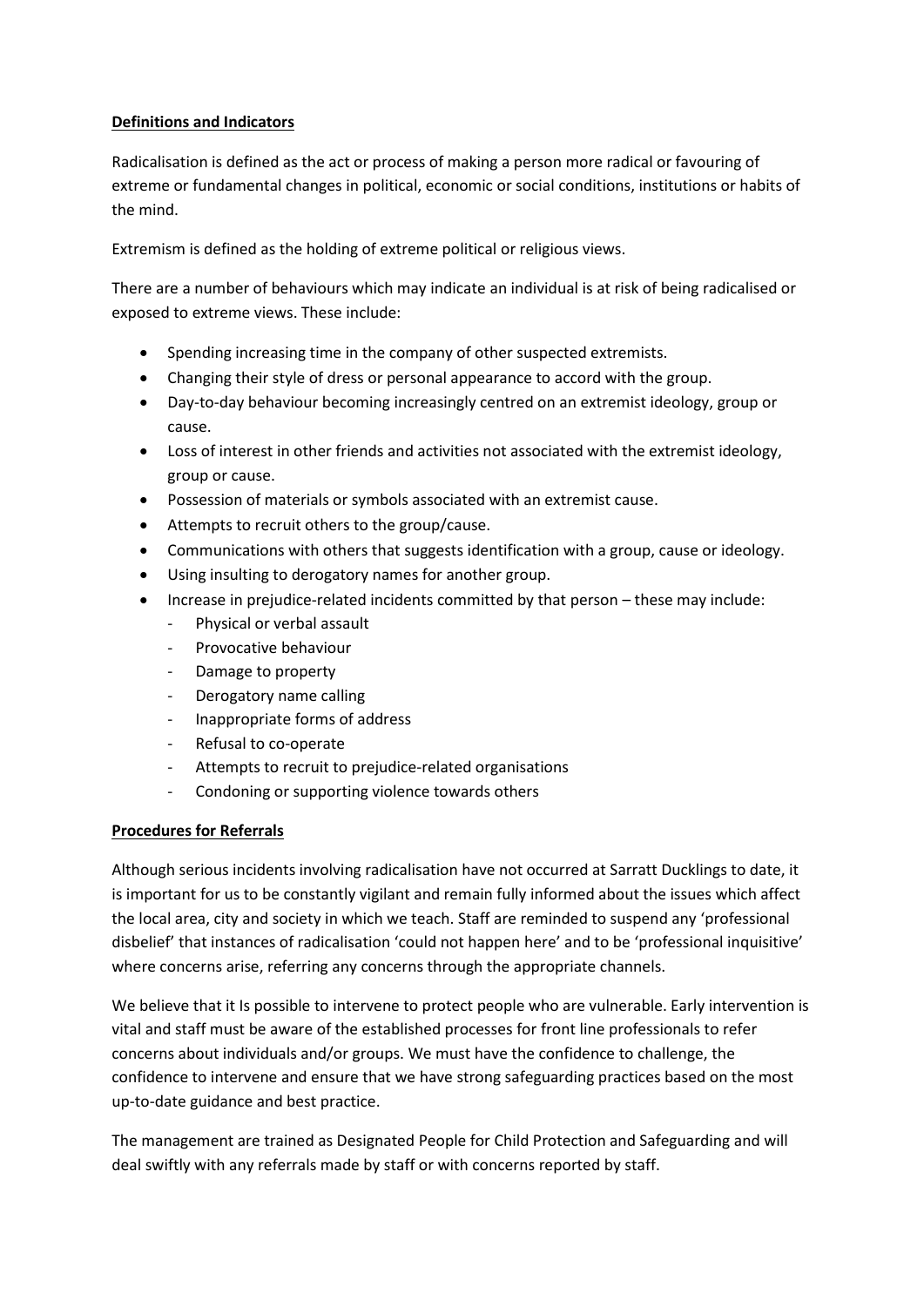**Definitions and Indicators**

Radicalisation is defined as the act or process of making a person more radical or favouring of extreme or fundamental changes in political, economic or social conditions, institutions or habits of the mind.

Extremism is defined as the holding of extreme political or religious views.

There are a number of behaviours which may indicate an individual is at risk of being radicalised or exposed to extreme views. These include:

- Spending increasing time in the company of other suspected extremists.
- Changing their style of dress or personal appearance to accord with the group.
- Day-to-day behaviour becoming increasingly centred on an extremist ideology, group or cause.
- Loss of interest in other friends and activities not associated with the extremist ideology, group or cause.
- Possession of materials or symbols associated with an extremist cause.
- Attempts to recruit others to the group/cause.
- Communications with others that suggests identification with a group, cause or ideology.
- Using insulting to derogatory names for another group.
- Increase in prejudice-related incidents committed by that person – these may include:
  - Physical or verbal assault
  - Provocative behaviour
  - Damage to property
  - Derogatory name calling
  - Inappropriate forms of address
  - Refusal to co-operate
  - Attempts to recruit to prejudice-related organisations
  - Condoning or supporting violence towards others

**Procedures for Referrals**

Although serious incidents involving radicalisation have not occurred at Sarratt Ducklings to date, it is important for us to be constantly vigilant and remain fully informed about the issues which affect the local area, city and society in which we teach. Staff are reminded to suspend any 'professional disbelief' that instances of radicalisation 'could not happen here' and to be 'professional inquisitive' where concerns arise, referring any concerns through the appropriate channels.

We believe that it Is possible to intervene to protect people who are vulnerable. Early intervention is vital and staff must be aware of the established processes for front line professionals to refer concerns about individuals and/or groups. We must have the confidence to challenge, the confidence to intervene and ensure that we have strong safeguarding practices based on the most up-to-date guidance and best practice.

The management are trained as Designated People for Child Protection and Safeguarding and will deal swiftly with any referrals made by staff or with concerns reported by staff.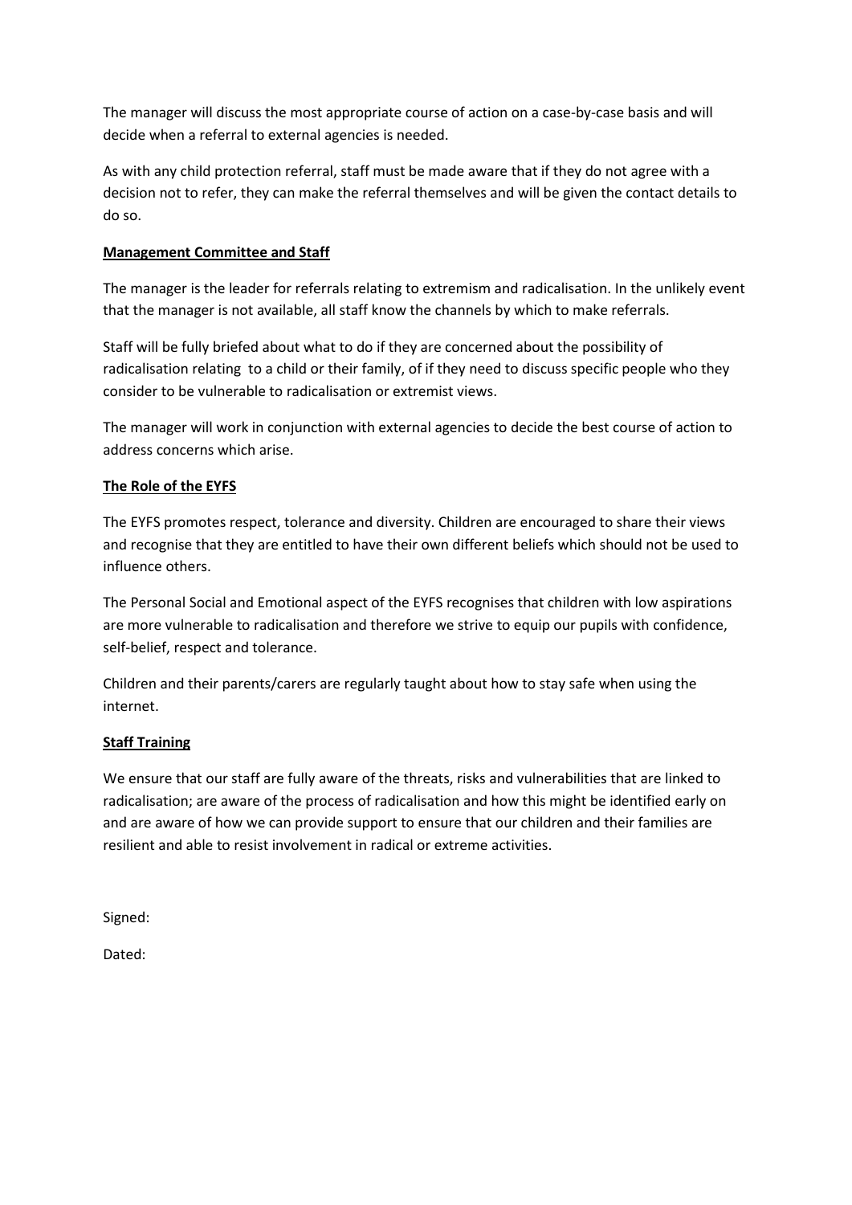The manager will discuss the most appropriate course of action on a case-by-case basis and will decide when a referral to external agencies is needed.

As with any child protection referral, staff must be made aware that if they do not agree with a decision not to refer, they can make the referral themselves and will be given the contact details to do so.

**Management Committee and Staff**

The manager is the leader for referrals relating to extremism and radicalisation. In the unlikely event that the manager is not available, all staff know the channels by which to make referrals.

Staff will be fully briefed about what to do if they are concerned about the possibility of radicalisation relating to a child or their family, of if they need to discuss specific people who they consider to be vulnerable to radicalisation or extremist views.

The manager will work in conjunction with external agencies to decide the best course of action to address concerns which arise.

**The Role of the EYFS**

The EYFS promotes respect, tolerance and diversity. Children are encouraged to share their views and recognise that they are entitled to have their own different beliefs which should not be used to influence others.

The Personal Social and Emotional aspect of the EYFS recognises that children with low aspirations are more vulnerable to radicalisation and therefore we strive to equip our pupils with confidence, self-belief, respect and tolerance.

Children and their parents/carers are regularly taught about how to stay safe when using the internet.

**Staff Training**

We ensure that our staff are fully aware of the threats, risks and vulnerabilities that are linked to radicalisation; are aware of the process of radicalisation and how this might be identified early on and are aware of how we can provide support to ensure that our children and their families are resilient and able to resist involvement in radical or extreme activities.

Signed:

Dated: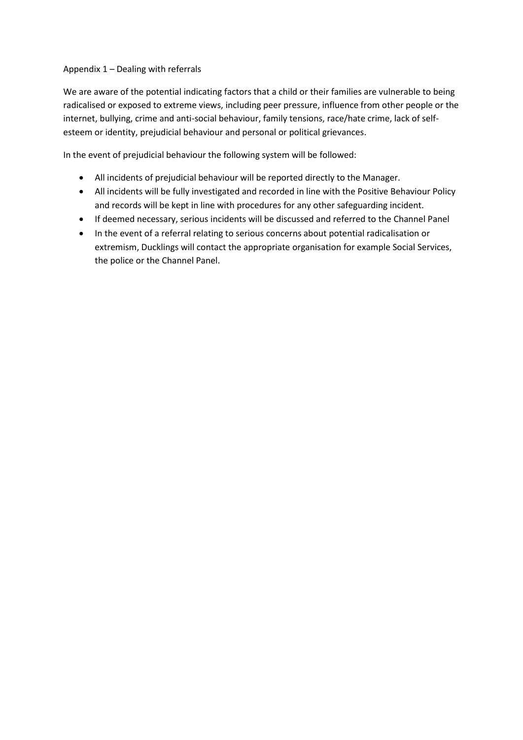Appendix 1 – Dealing with referrals

We are aware of the potential indicating factors that a child or their families are vulnerable to being radicalised or exposed to extreme views, including peer pressure, influence from other people or the internet, bullying, crime and anti-social behaviour, family tensions, race/hate crime, lack of self-esteem or identity, prejudicial behaviour and personal or political grievances.

In the event of prejudicial behaviour the following system will be followed:

- All incidents of prejudicial behaviour will be reported directly to the Manager.
- All incidents will be fully investigated and recorded in line with the Positive Behaviour Policy and records will be kept in line with procedures for any other safeguarding incident.
- If deemed necessary, serious incidents will be discussed and referred to the Channel Panel
- In the event of a referral relating to serious concerns about potential radicalisation or extremism, Ducklings will contact the appropriate organisation for example Social Services, the police or the Channel Panel.